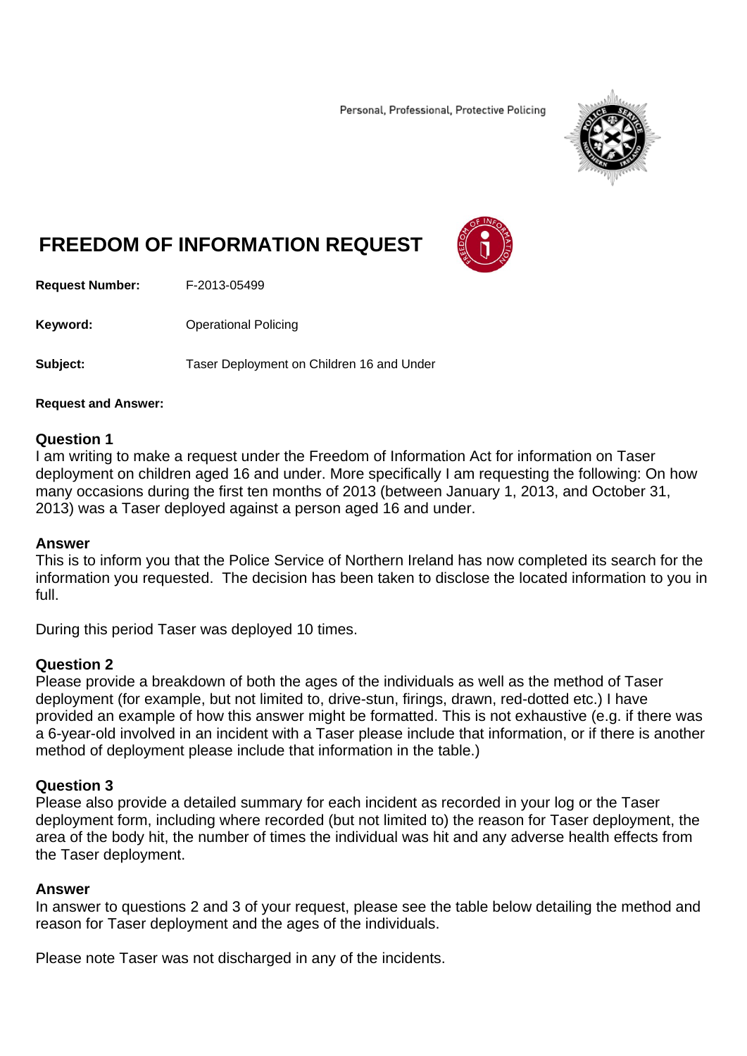Personal, Professional, Protective Policing

# FREEDOM OF INFORMATION REQUEST

**Request Number:** F-2013-05499

**Keyword:** Operational Policing

**Subject:** Taser Deployment on Children 16 and Under

**Request and Answer:**

### Question 1

I am writing to make a request under the Freedom of Information Act for information on Taser deployment on children aged 16 and under. More specifically I am requesting the following: On how many occasions during the first ten months of 2013 (between January 1, 2013, and October 31, 2013) was a Taser deployed against a person aged 16 and under.

### Answer

This is to inform you that the Police Service of Northern Ireland has now completed its search for the information you requested. The decision has been taken to disclose the located information to you in full.

During this period Taser was deployed 10 times.

### Question 2

Please provide a breakdown of both the ages of the individuals as well as the method of Taser deployment (for example, but not limited to, drive-stun, firings, drawn, red-dotted etc.) I have provided an example of how this answer might be formatted. This is not exhaustive (e.g. if there was a 6-year-old involved in an incident with a Taser please include that information, or if there is another method of deployment please include that information in the table.)

### Question 3

Please also provide a detailed summary for each incident as recorded in your log or the Taser deployment form, including where recorded (but not limited to) the reason for Taser deployment, the area of the body hit, the number of times the individual was hit and any adverse health effects from the Taser deployment.

### Answer

In answer to questions 2 and 3 of your request, please see the table below detailing the method and reason for Taser deployment and the ages of the individuals.

Please note Taser was not discharged in any of the incidents.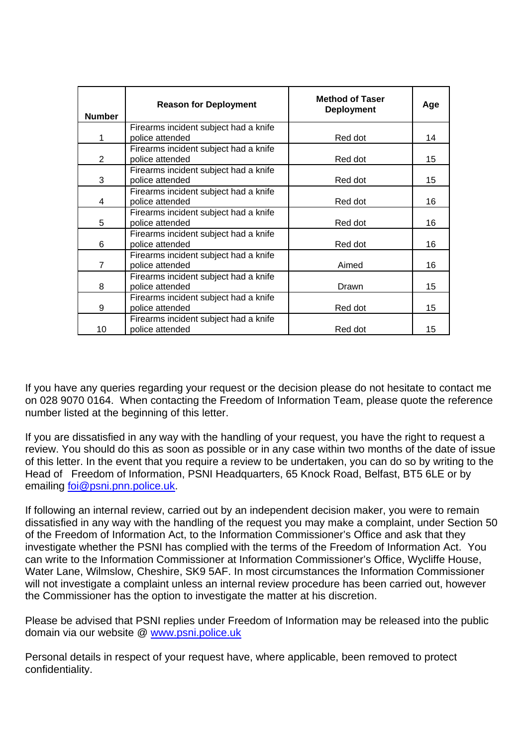| Number | Reason for Deployment | Method of Taser Deployment | Age |
|---|---|---|---|
| 1 | Firearms incident subject had a knife police attended | Red dot | 14 |
| 2 | Firearms incident subject had a knife police attended | Red dot | 15 |
| 3 | Firearms incident subject had a knife police attended | Red dot | 15 |
| 4 | Firearms incident subject had a knife police attended | Red dot | 16 |
| 5 | Firearms incident subject had a knife police attended | Red dot | 16 |
| 6 | Firearms incident subject had a knife police attended | Red dot | 16 |
| 7 | Firearms incident subject had a knife police attended | Aimed | 16 |
| 8 | Firearms incident subject had a knife police attended | Drawn | 15 |
| 9 | Firearms incident subject had a knife police attended | Red dot | 15 |
| 10 | Firearms incident subject had a knife police attended | Red dot | 15 |

If you have any queries regarding your request or the decision please do not hesitate to contact me on 028 9070 0164. When contacting the Freedom of Information Team, please quote the reference number listed at the beginning of this letter.

If you are dissatisfied in any way with the handling of your request, you have the right to request a review. You should do this as soon as possible or in any case within two months of the date of issue of this letter. In the event that you require a review to be undertaken, you can do so by writing to the Head of Freedom of Information, PSNI Headquarters, 65 Knock Road, Belfast, BT5 6LE or by emailing [foi@psni.pnn.police.uk](mailto:foi@psni.pnn.police.uk).

If following an internal review, carried out by an independent decision maker, you were to remain dissatisfied in any way with the handling of the request you may make a complaint, under Section 50 of the Freedom of Information Act, to the Information Commissioner's Office and ask that they investigate whether the PSNI has complied with the terms of the Freedom of Information Act. You can write to the Information Commissioner at Information Commissioner's Office, Wycliffe House, Water Lane, Wilmslow, Cheshire, SK9 5AF. In most circumstances the Information Commissioner will not investigate a complaint unless an internal review procedure has been carried out, however the Commissioner has the option to investigate the matter at his discretion.

Please be advised that PSNI replies under Freedom of Information may be released into the public domain via our website @ [www.psni.police.uk](http://www.psni.police.uk)

Personal details in respect of your request have, where applicable, been removed to protect confidentiality.